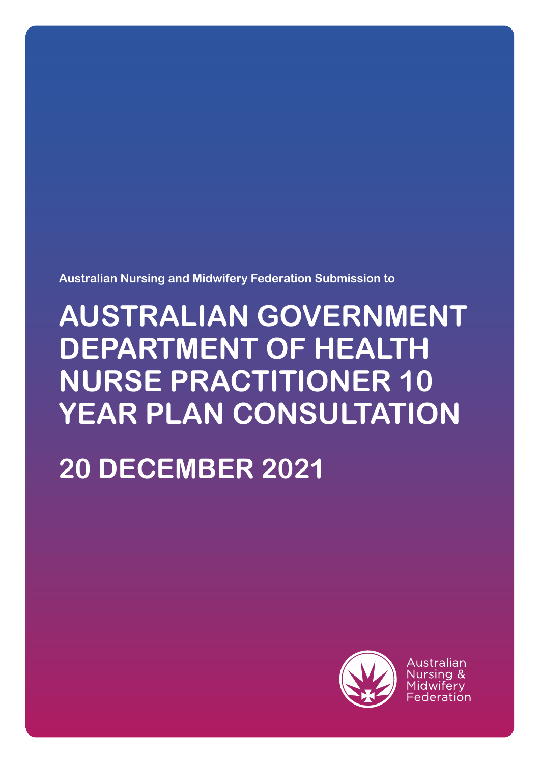Australian Nursing and Midwifery Federation Submission to

# AUSTRALIAN GOVERNMENT DEPARTMENT OF HEALTH NURSE PRACTITIONER 10 YEAR PLAN CONSULTATION

## 20 DECEMBER 2021

Australian Nursing & Midwifery Federation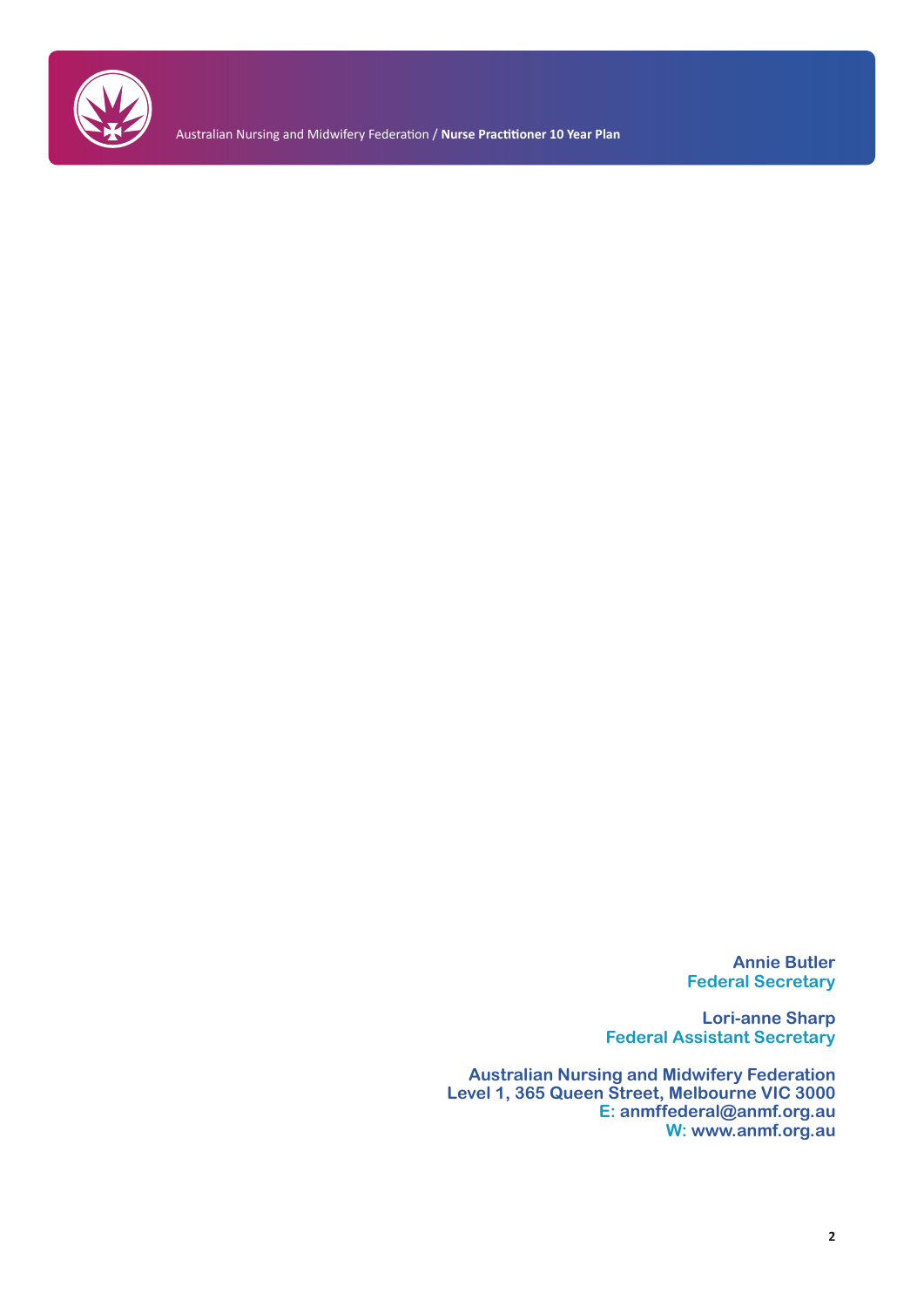**Annie Butler**
**Federal Secretary**

**Lori-anne Sharp**
**Federal Assistant Secretary**

**Australian Nursing and Midwifery Federation**
**Level 1, 365 Queen Street, Melbourne VIC 3000**
**E: anmffederal@anmf.org.au**
**W: www.anmf.org.au**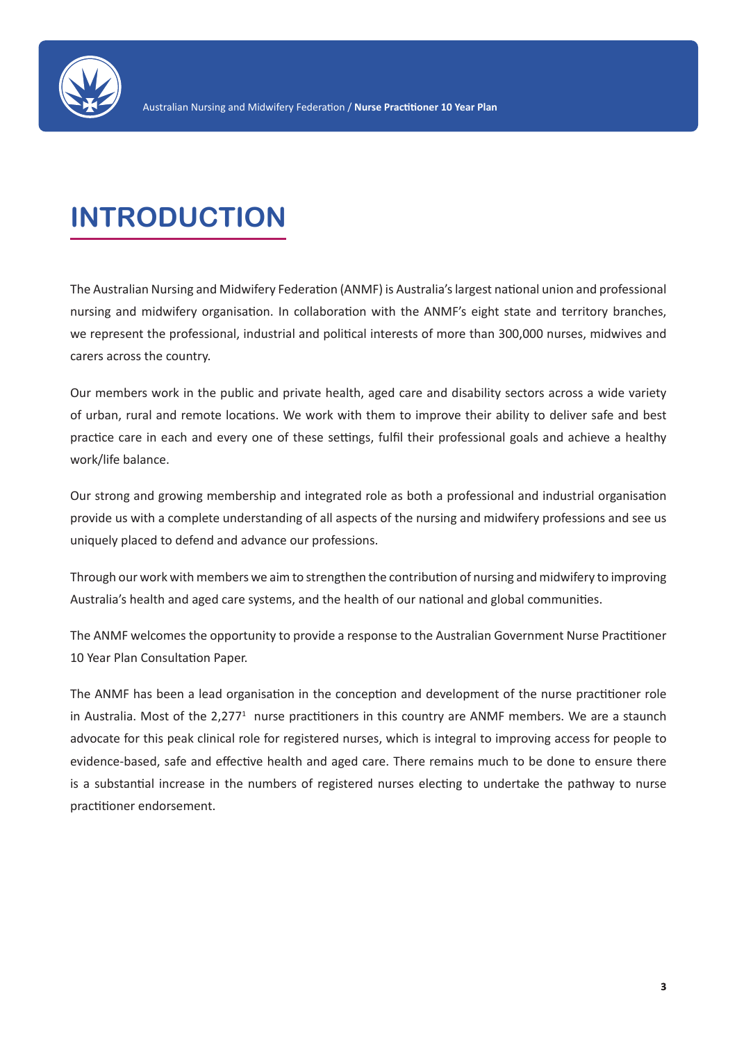# INTRODUCTION

The Australian Nursing and Midwifery Federation (ANMF) is Australia's largest national union and professional nursing and midwifery organisation. In collaboration with the ANMF's eight state and territory branches, we represent the professional, industrial and political interests of more than 300,000 nurses, midwives and carers across the country.

Our members work in the public and private health, aged care and disability sectors across a wide variety of urban, rural and remote locations. We work with them to improve their ability to deliver safe and best practice care in each and every one of these settings, fulfil their professional goals and achieve a healthy work/life balance.

Our strong and growing membership and integrated role as both a professional and industrial organisation provide us with a complete understanding of all aspects of the nursing and midwifery professions and see us uniquely placed to defend and advance our professions.

Through our work with members we aim to strengthen the contribution of nursing and midwifery to improving Australia's health and aged care systems, and the health of our national and global communities.

The ANMF welcomes the opportunity to provide a response to the Australian Government Nurse Practitioner 10 Year Plan Consultation Paper.

The ANMF has been a lead organisation in the conception and development of the nurse practitioner role in Australia. Most of the 2,277[1] nurse practitioners in this country are ANMF members. We are a staunch advocate for this peak clinical role for registered nurses, which is integral to improving access for people to evidence-based, safe and effective health and aged care. There remains much to be done to ensure there is a substantial increase in the numbers of registered nurses electing to undertake the pathway to nurse practitioner endorsement.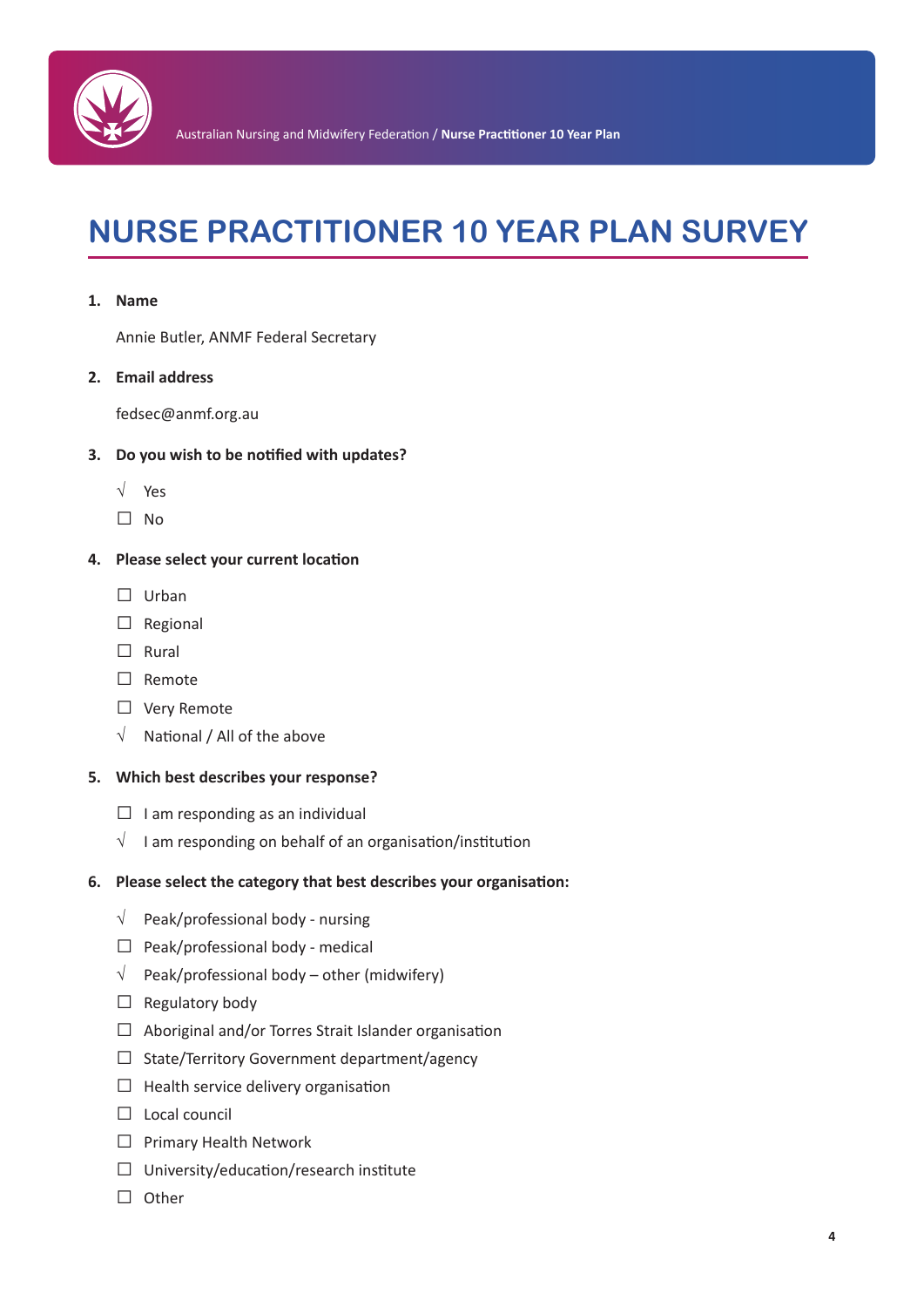# NURSE PRACTITIONER 10 YEAR PLAN SURVEY

1. **Name**

   Annie Butler, ANMF Federal Secretary

2. **Email address**

   fedsec@anmf.org.au

3. **Do you wish to be notified with updates?**

   √ Yes

   ☐ No

4. **Please select your current location**

   ☐ Urban

   ☐ Regional

   ☐ Rural

   ☐ Remote

   ☐ Very Remote

   √ National / All of the above

5. **Which best describes your response?**

   ☐ I am responding as an individual

   √ I am responding on behalf of an organisation/institution

6. **Please select the category that best describes your organisation:**

   √ Peak/professional body - nursing

   ☐ Peak/professional body - medical

   √ Peak/professional body – other (midwifery)

   ☐ Regulatory body

   ☐ Aboriginal and/or Torres Strait Islander organisation

   ☐ State/Territory Government department/agency

   ☐ Health service delivery organisation

   ☐ Local council

   ☐ Primary Health Network

   ☐ University/education/research institute

   ☐ Other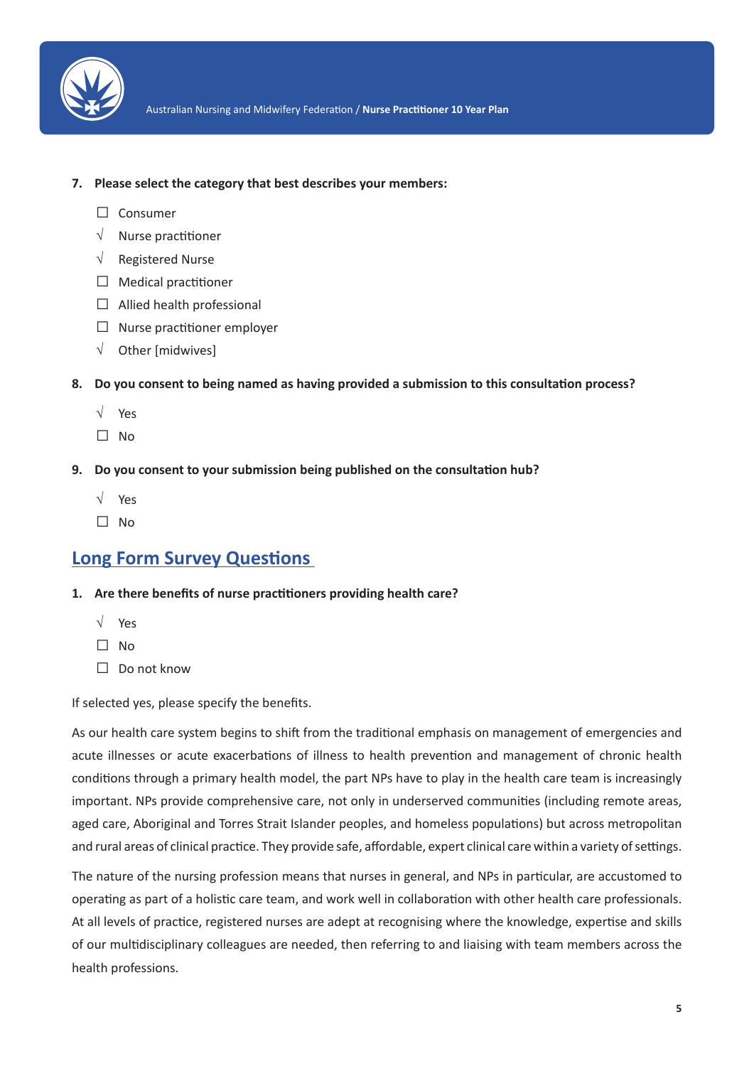7. **Please select the category that best describes your members:**

   ☐ Consumer
   √ Nurse practitioner
   √ Registered Nurse
   ☐ Medical practitioner
   ☐ Allied health professional
   ☐ Nurse practitioner employer
   √ Other [midwives]

8. **Do you consent to being named as having provided a submission to this consultation process?**

   √ Yes
   ☐ No

9. **Do you consent to your submission being published on the consultation hub?**

   √ Yes
   ☐ No

## Long Form Survey Questions

1. **Are there benefits of nurse practitioners providing health care?**

   √ Yes
   ☐ No
   ☐ Do not know

If selected yes, please specify the benefits.

As our health care system begins to shift from the traditional emphasis on management of emergencies and acute illnesses or acute exacerbations of illness to health prevention and management of chronic health conditions through a primary health model, the part NPs have to play in the health care team is increasingly important. NPs provide comprehensive care, not only in underserved communities (including remote areas, aged care, Aboriginal and Torres Strait Islander peoples, and homeless populations) but across metropolitan and rural areas of clinical practice. They provide safe, affordable, expert clinical care within a variety of settings.

The nature of the nursing profession means that nurses in general, and NPs in particular, are accustomed to operating as part of a holistic care team, and work well in collaboration with other health care professionals. At all levels of practice, registered nurses are adept at recognising where the knowledge, expertise and skills of our multidisciplinary colleagues are needed, then referring to and liaising with team members across the health professions.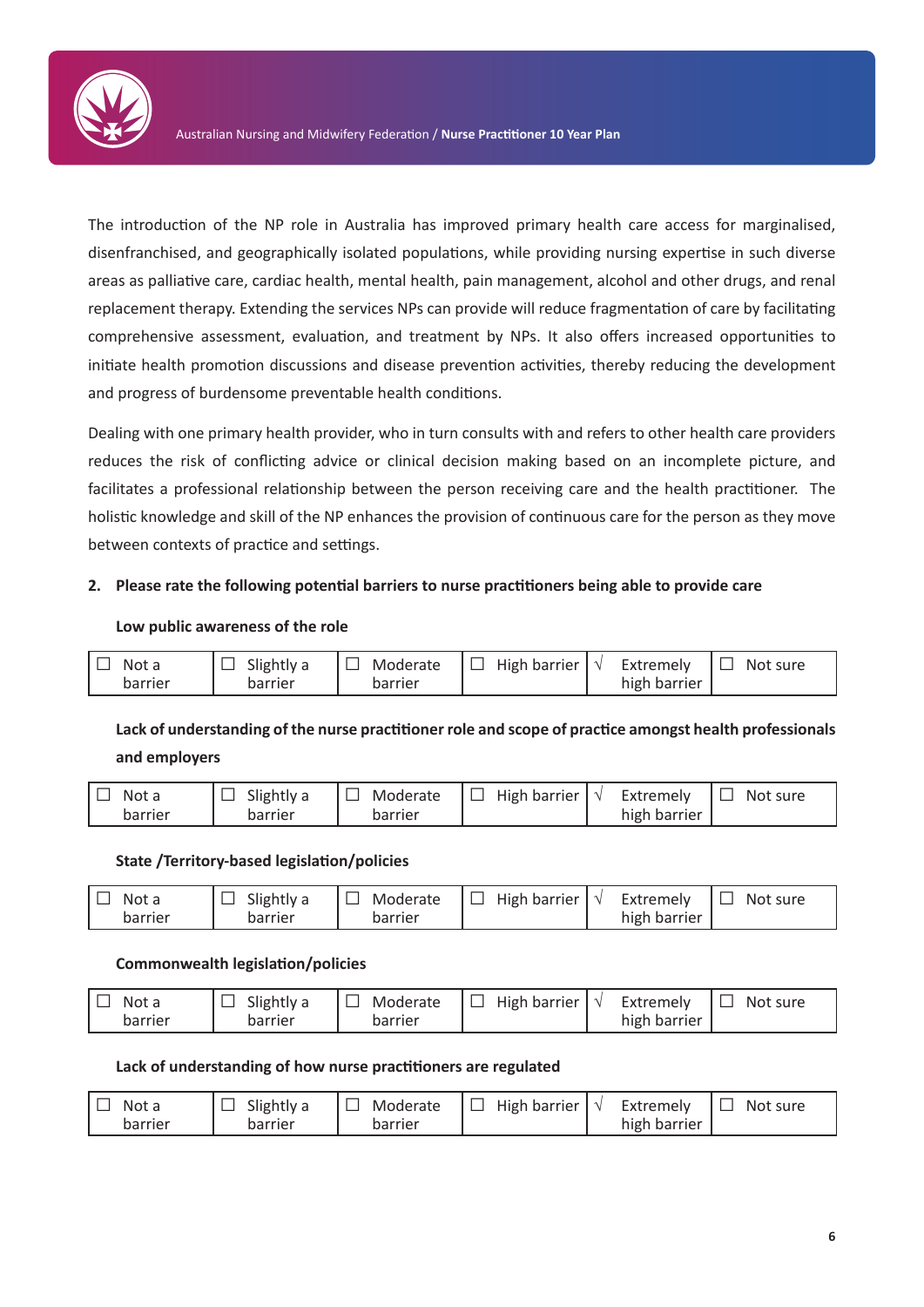The introduction of the NP role in Australia has improved primary health care access for marginalised, disenfranchised, and geographically isolated populations, while providing nursing expertise in such diverse areas as palliative care, cardiac health, mental health, pain management, alcohol and other drugs, and renal replacement therapy. Extending the services NPs can provide will reduce fragmentation of care by facilitating comprehensive assessment, evaluation, and treatment by NPs. It also offers increased opportunities to initiate health promotion discussions and disease prevention activities, thereby reducing the development and progress of burdensome preventable health conditions.

Dealing with one primary health provider, who in turn consults with and refers to other health care providers reduces the risk of conflicting advice or clinical decision making based on an incomplete picture, and facilitates a professional relationship between the person receiving care and the health practitioner. The holistic knowledge and skill of the NP enhances the provision of continuous care for the person as they move between contexts of practice and settings.

**2. Please rate the following potential barriers to nurse practitioners being able to provide care**

**Low public awareness of the role**

| ☐ Not a barrier | ☐ Slightly a barrier | ☐ Moderate barrier | ☐ High barrier | √ Extremely high barrier | ☐ Not sure |
|---|---|---|---|---|---|

**Lack of understanding of the nurse practitioner role and scope of practice amongst health professionals and employers**

| ☐ Not a barrier | ☐ Slightly a barrier | ☐ Moderate barrier | ☐ High barrier | √ Extremely high barrier | ☐ Not sure |
|---|---|---|---|---|---|

**State /Territory-based legislation/policies**

| ☐ Not a barrier | ☐ Slightly a barrier | ☐ Moderate barrier | ☐ High barrier | √ Extremely high barrier | ☐ Not sure |
|---|---|---|---|---|---|

**Commonwealth legislation/policies**

| ☐ Not a barrier | ☐ Slightly a barrier | ☐ Moderate barrier | ☐ High barrier | √ Extremely high barrier | ☐ Not sure |
|---|---|---|---|---|---|

**Lack of understanding of how nurse practitioners are regulated**

| ☐ Not a barrier | ☐ Slightly a barrier | ☐ Moderate barrier | ☐ High barrier | √ Extremely high barrier | ☐ Not sure |
|---|---|---|---|---|---|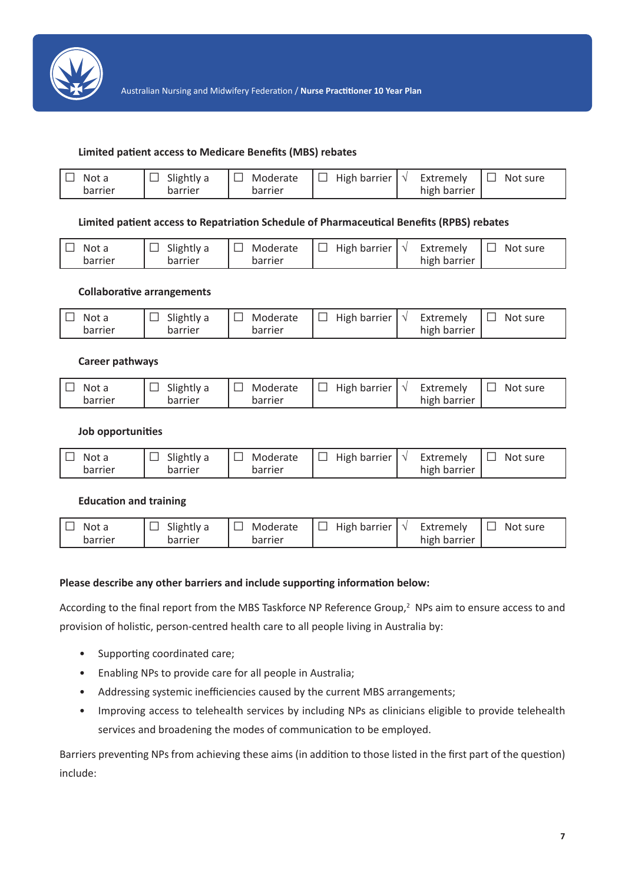**Limited patient access to Medicare Benefits (MBS) rebates**

| ☐ Not a barrier | ☐ Slightly a barrier | ☐ Moderate barrier | ☐ High barrier | √ Extremely high barrier | ☐ Not sure |
|---|---|---|---|---|---|

**Limited patient access to Repatriation Schedule of Pharmaceutical Benefits (RPBS) rebates**

| ☐ Not a barrier | ☐ Slightly a barrier | ☐ Moderate barrier | ☐ High barrier | √ Extremely high barrier | ☐ Not sure |
|---|---|---|---|---|---|

**Collaborative arrangements**

| ☐ Not a barrier | ☐ Slightly a barrier | ☐ Moderate barrier | ☐ High barrier | √ Extremely high barrier | ☐ Not sure |
|---|---|---|---|---|---|

**Career pathways**

| ☐ Not a barrier | ☐ Slightly a barrier | ☐ Moderate barrier | ☐ High barrier | √ Extremely high barrier | ☐ Not sure |
|---|---|---|---|---|---|

**Job opportunities**

| ☐ Not a barrier | ☐ Slightly a barrier | ☐ Moderate barrier | ☐ High barrier | √ Extremely high barrier | ☐ Not sure |
|---|---|---|---|---|---|

**Education and training**

| ☐ Not a barrier | ☐ Slightly a barrier | ☐ Moderate barrier | ☐ High barrier | √ Extremely high barrier | ☐ Not sure |
|---|---|---|---|---|---|

**Please describe any other barriers and include supporting information below:**

According to the final report from the MBS Taskforce NP Reference Group,[2] NPs aim to ensure access to and provision of holistic, person-centred health care to all people living in Australia by:

- Supporting coordinated care;
- Enabling NPs to provide care for all people in Australia;
- Addressing systemic inefficiencies caused by the current MBS arrangements;
- Improving access to telehealth services by including NPs as clinicians eligible to provide telehealth services and broadening the modes of communication to be employed.

Barriers preventing NPs from achieving these aims (in addition to those listed in the first part of the question) include: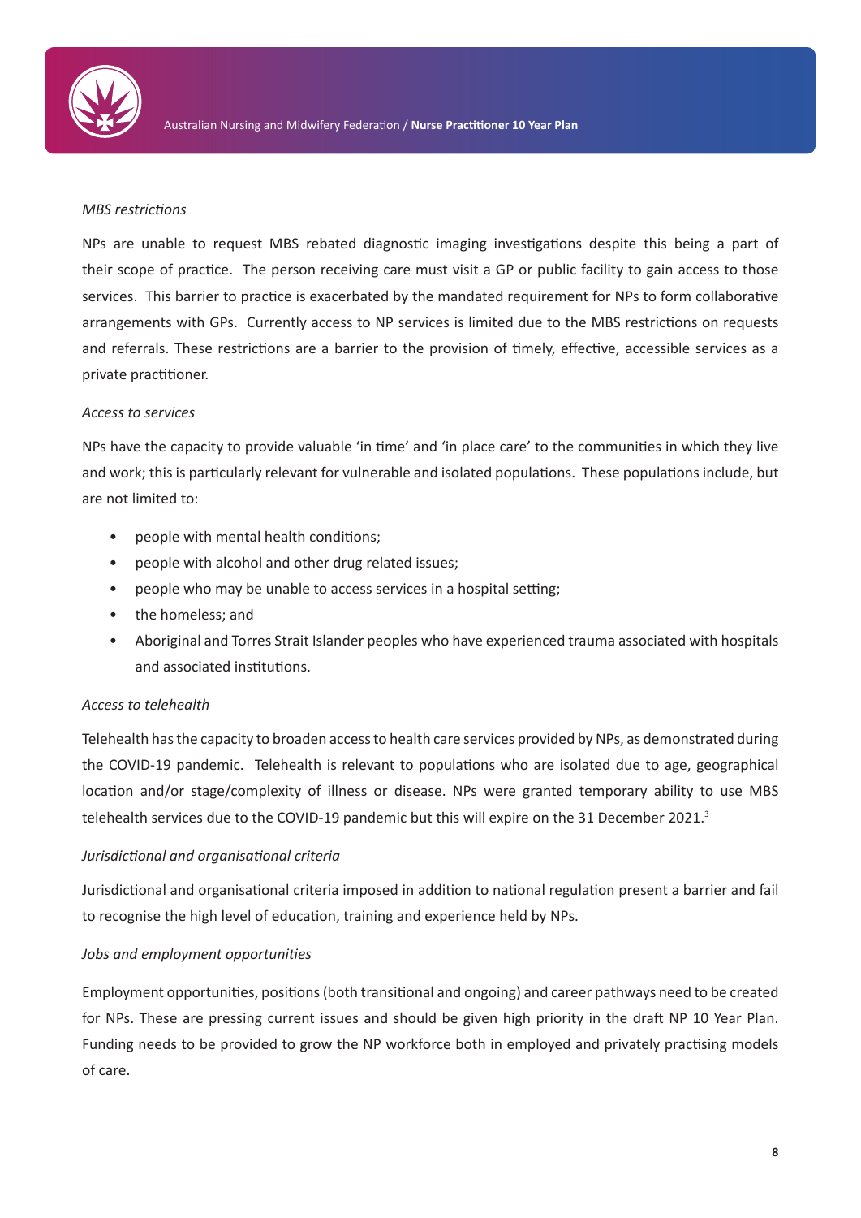*MBS restrictions*

NPs are unable to request MBS rebated diagnostic imaging investigations despite this being a part of their scope of practice. The person receiving care must visit a GP or public facility to gain access to those services. This barrier to practice is exacerbated by the mandated requirement for NPs to form collaborative arrangements with GPs. Currently access to NP services is limited due to the MBS restrictions on requests and referrals. These restrictions are a barrier to the provision of timely, effective, accessible services as a private practitioner.

*Access to services*

NPs have the capacity to provide valuable 'in time' and 'in place care' to the communities in which they live and work; this is particularly relevant for vulnerable and isolated populations. These populations include, but are not limited to:

- people with mental health conditions;
- people with alcohol and other drug related issues;
- people who may be unable to access services in a hospital setting;
- the homeless; and
- Aboriginal and Torres Strait Islander peoples who have experienced trauma associated with hospitals and associated institutions.

*Access to telehealth*

Telehealth has the capacity to broaden access to health care services provided by NPs, as demonstrated during the COVID-19 pandemic. Telehealth is relevant to populations who are isolated due to age, geographical location and/or stage/complexity of illness or disease. NPs were granted temporary ability to use MBS telehealth services due to the COVID-19 pandemic but this will expire on the 31 December 2021.[3]

*Jurisdictional and organisational criteria*

Jurisdictional and organisational criteria imposed in addition to national regulation present a barrier and fail to recognise the high level of education, training and experience held by NPs.

*Jobs and employment opportunities*

Employment opportunities, positions (both transitional and ongoing) and career pathways need to be created for NPs. These are pressing current issues and should be given high priority in the draft NP 10 Year Plan. Funding needs to be provided to grow the NP workforce both in employed and privately practising models of care.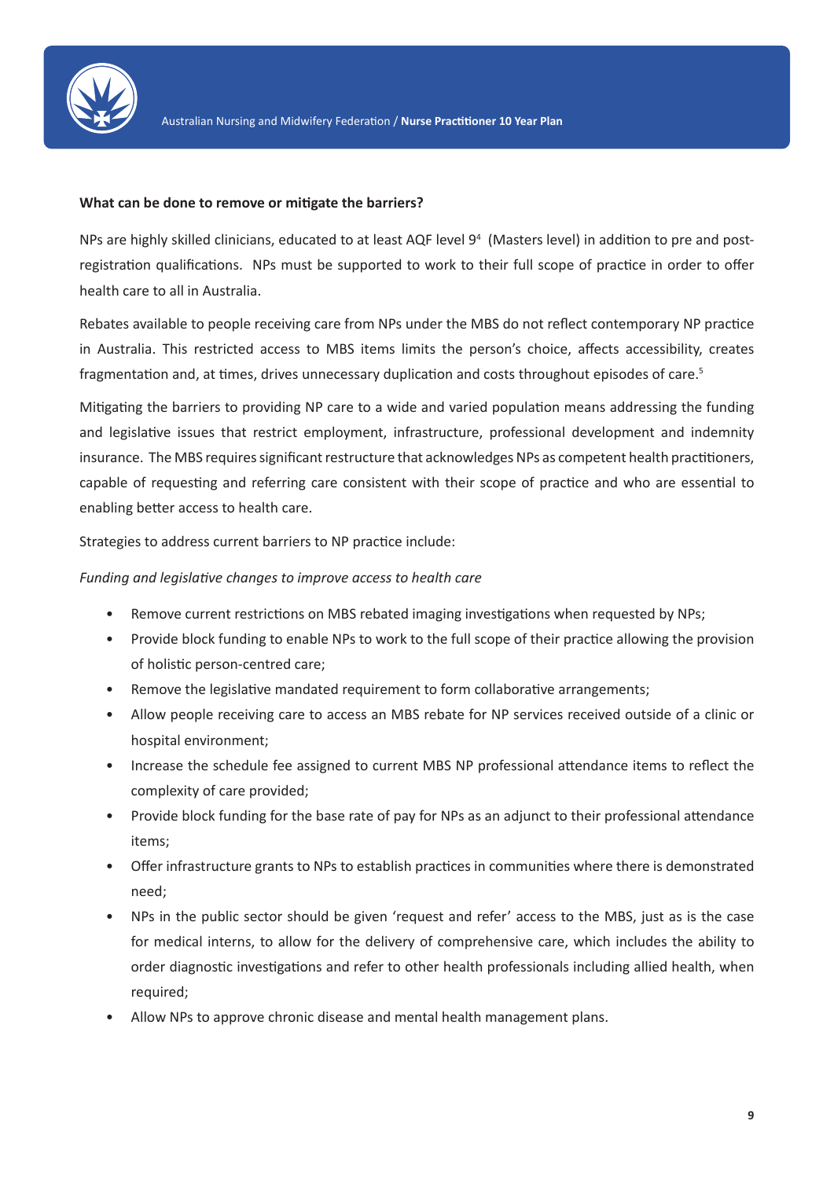**What can be done to remove or mitigate the barriers?**

NPs are highly skilled clinicians, educated to at least AQF level 9[4] (Masters level) in addition to pre and post-registration qualifications. NPs must be supported to work to their full scope of practice in order to offer health care to all in Australia.

Rebates available to people receiving care from NPs under the MBS do not reflect contemporary NP practice in Australia. This restricted access to MBS items limits the person's choice, affects accessibility, creates fragmentation and, at times, drives unnecessary duplication and costs throughout episodes of care.[5]

Mitigating the barriers to providing NP care to a wide and varied population means addressing the funding and legislative issues that restrict employment, infrastructure, professional development and indemnity insurance. The MBS requires significant restructure that acknowledges NPs as competent health practitioners, capable of requesting and referring care consistent with their scope of practice and who are essential to enabling better access to health care.

Strategies to address current barriers to NP practice include:

*Funding and legislative changes to improve access to health care*

- Remove current restrictions on MBS rebated imaging investigations when requested by NPs;
- Provide block funding to enable NPs to work to the full scope of their practice allowing the provision of holistic person-centred care;
- Remove the legislative mandated requirement to form collaborative arrangements;
- Allow people receiving care to access an MBS rebate for NP services received outside of a clinic or hospital environment;
- Increase the schedule fee assigned to current MBS NP professional attendance items to reflect the complexity of care provided;
- Provide block funding for the base rate of pay for NPs as an adjunct to their professional attendance items;
- Offer infrastructure grants to NPs to establish practices in communities where there is demonstrated need;
- NPs in the public sector should be given 'request and refer' access to the MBS, just as is the case for medical interns, to allow for the delivery of comprehensive care, which includes the ability to order diagnostic investigations and refer to other health professionals including allied health, when required;
- Allow NPs to approve chronic disease and mental health management plans.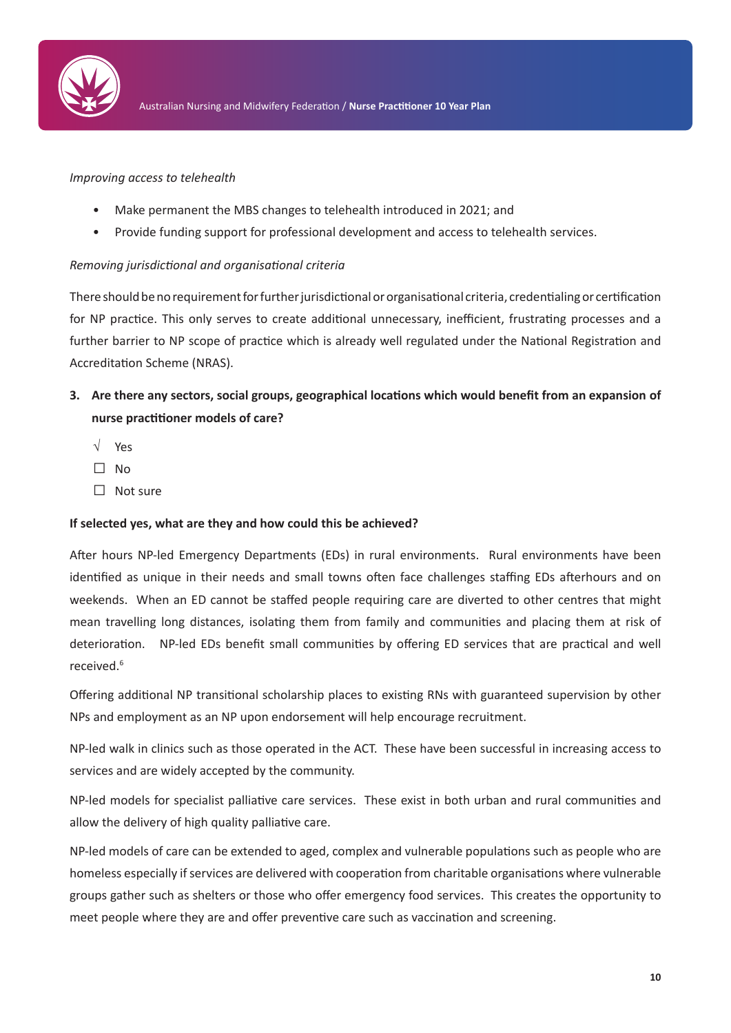*Improving access to telehealth*

- Make permanent the MBS changes to telehealth introduced in 2021; and
- Provide funding support for professional development and access to telehealth services.

*Removing jurisdictional and organisational criteria*

There should be no requirement for further jurisdictional or organisational criteria, credentialing or certification for NP practice. This only serves to create additional unnecessary, inefficient, frustrating processes and a further barrier to NP scope of practice which is already well regulated under the National Registration and Accreditation Scheme (NRAS).

**3. Are there any sectors, social groups, geographical locations which would benefit from an expansion of nurse practitioner models of care?**

√ Yes

☐ No

☐ Not sure

**If selected yes, what are they and how could this be achieved?**

After hours NP-led Emergency Departments (EDs) in rural environments. Rural environments have been identified as unique in their needs and small towns often face challenges staffing EDs afterhours and on weekends. When an ED cannot be staffed people requiring care are diverted to other centres that might mean travelling long distances, isolating them from family and communities and placing them at risk of deterioration. NP-led EDs benefit small communities by offering ED services that are practical and well received.[6]

Offering additional NP transitional scholarship places to existing RNs with guaranteed supervision by other NPs and employment as an NP upon endorsement will help encourage recruitment.

NP-led walk in clinics such as those operated in the ACT. These have been successful in increasing access to services and are widely accepted by the community.

NP-led models for specialist palliative care services. These exist in both urban and rural communities and allow the delivery of high quality palliative care.

NP-led models of care can be extended to aged, complex and vulnerable populations such as people who are homeless especially if services are delivered with cooperation from charitable organisations where vulnerable groups gather such as shelters or those who offer emergency food services. This creates the opportunity to meet people where they are and offer preventive care such as vaccination and screening.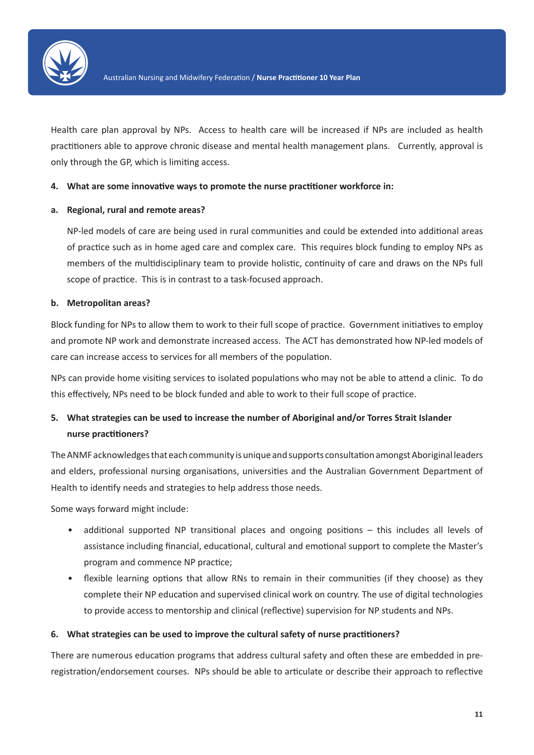Health care plan approval by NPs. Access to health care will be increased if NPs are included as health practitioners able to approve chronic disease and mental health management plans. Currently, approval is only through the GP, which is limiting access.

**4. What are some innovative ways to promote the nurse practitioner workforce in:**

**a. Regional, rural and remote areas?**

NP-led models of care are being used in rural communities and could be extended into additional areas of practice such as in home aged care and complex care. This requires block funding to employ NPs as members of the multidisciplinary team to provide holistic, continuity of care and draws on the NPs full scope of practice. This is in contrast to a task-focused approach.

**b. Metropolitan areas?**

Block funding for NPs to allow them to work to their full scope of practice. Government initiatives to employ and promote NP work and demonstrate increased access. The ACT has demonstrated how NP-led models of care can increase access to services for all members of the population.

NPs can provide home visiting services to isolated populations who may not be able to attend a clinic. To do this effectively, NPs need to be block funded and able to work to their full scope of practice.

**5. What strategies can be used to increase the number of Aboriginal and/or Torres Strait Islander nurse practitioners?**

The ANMF acknowledges that each community is unique and supports consultation amongst Aboriginal leaders and elders, professional nursing organisations, universities and the Australian Government Department of Health to identify needs and strategies to help address those needs.

Some ways forward might include:

- additional supported NP transitional places and ongoing positions – this includes all levels of assistance including financial, educational, cultural and emotional support to complete the Master's program and commence NP practice;
- flexible learning options that allow RNs to remain in their communities (if they choose) as they complete their NP education and supervised clinical work on country. The use of digital technologies to provide access to mentorship and clinical (reflective) supervision for NP students and NPs.

**6. What strategies can be used to improve the cultural safety of nurse practitioners?**

There are numerous education programs that address cultural safety and often these are embedded in pre-registration/endorsement courses. NPs should be able to articulate or describe their approach to reflective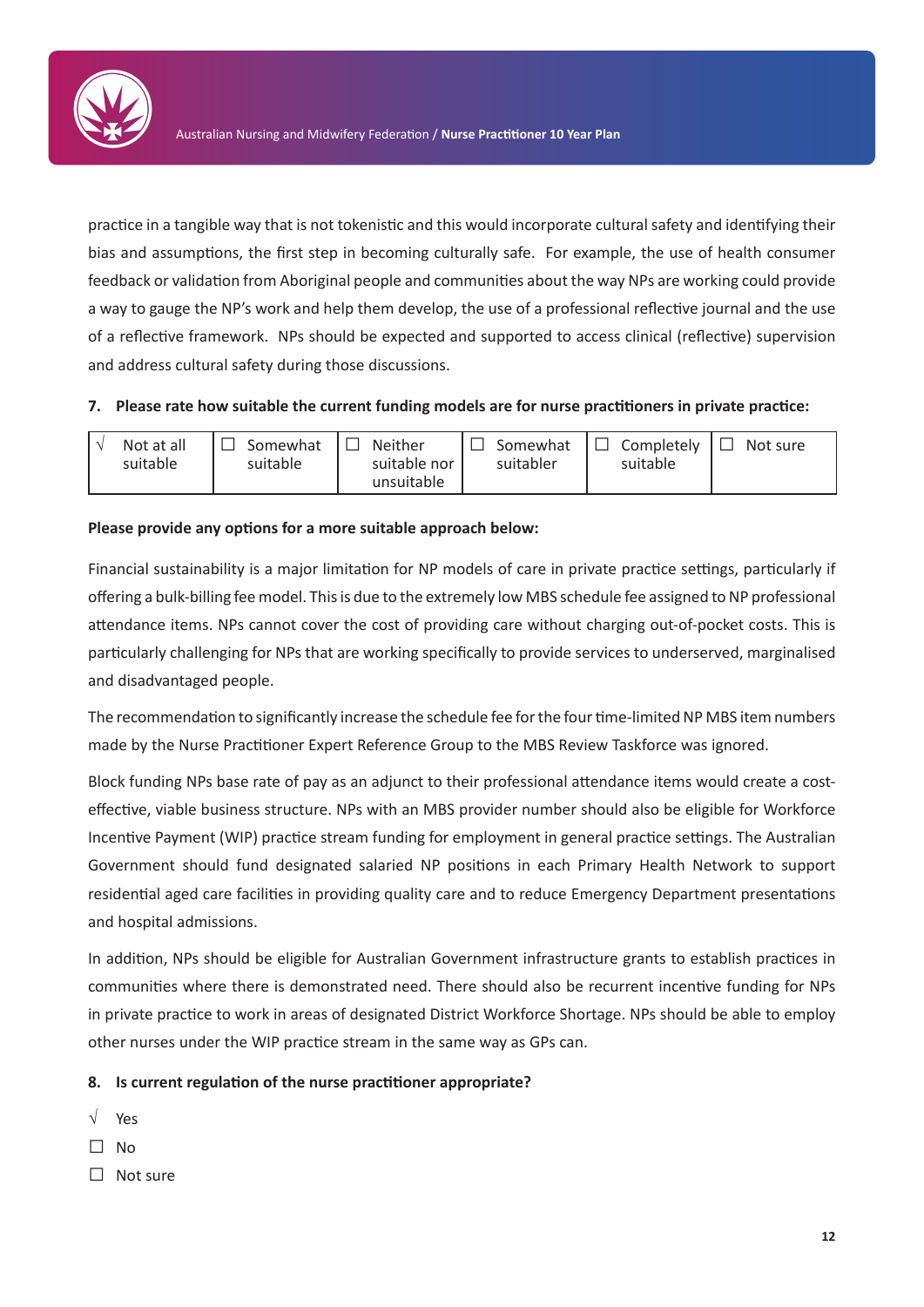practice in a tangible way that is not tokenistic and this would incorporate cultural safety and identifying their bias and assumptions, the first step in becoming culturally safe. For example, the use of health consumer feedback or validation from Aboriginal people and communities about the way NPs are working could provide a way to gauge the NP's work and help them develop, the use of a professional reflective journal and the use of a reflective framework. NPs should be expected and supported to access clinical (reflective) supervision and address cultural safety during those discussions.

**7. Please rate how suitable the current funding models are for nurse practitioners in private practice:**

| √ Not at all suitable | ☐ Somewhat suitable | ☐ Neither suitable nor unsuitable | ☐ Somewhat suitabler | ☐ Completely suitable | ☐ Not sure |
|---|---|---|---|---|---|

**Please provide any options for a more suitable approach below:**

Financial sustainability is a major limitation for NP models of care in private practice settings, particularly if offering a bulk-billing fee model. This is due to the extremely low MBS schedule fee assigned to NP professional attendance items. NPs cannot cover the cost of providing care without charging out-of-pocket costs. This is particularly challenging for NPs that are working specifically to provide services to underserved, marginalised and disadvantaged people.

The recommendation to significantly increase the schedule fee for the four time-limited NP MBS item numbers made by the Nurse Practitioner Expert Reference Group to the MBS Review Taskforce was ignored.

Block funding NPs base rate of pay as an adjunct to their professional attendance items would create a cost-effective, viable business structure. NPs with an MBS provider number should also be eligible for Workforce Incentive Payment (WIP) practice stream funding for employment in general practice settings. The Australian Government should fund designated salaried NP positions in each Primary Health Network to support residential aged care facilities in providing quality care and to reduce Emergency Department presentations and hospital admissions.

In addition, NPs should be eligible for Australian Government infrastructure grants to establish practices in communities where there is demonstrated need. There should also be recurrent incentive funding for NPs in private practice to work in areas of designated District Workforce Shortage. NPs should be able to employ other nurses under the WIP practice stream in the same way as GPs can.

**8. Is current regulation of the nurse practitioner appropriate?**

√ Yes

☐ No

☐ Not sure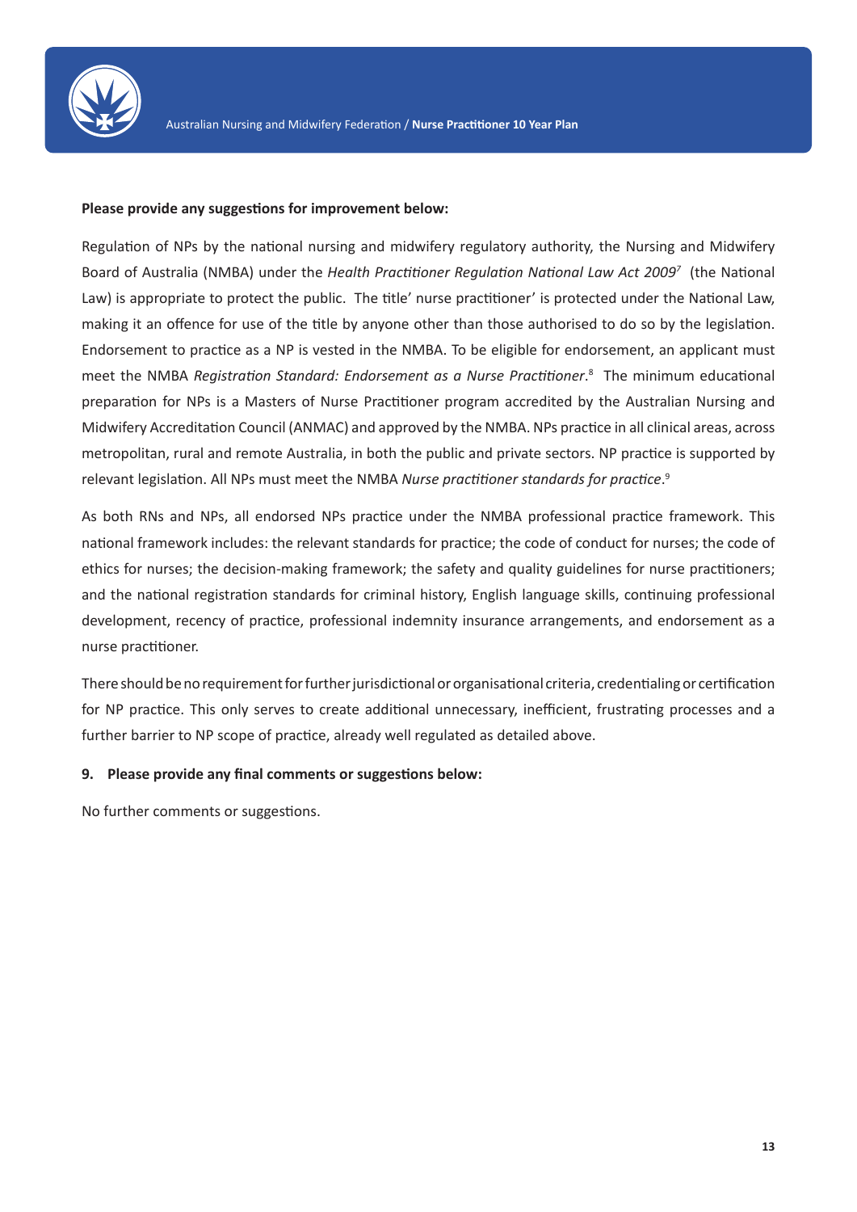**Please provide any suggestions for improvement below:**

Regulation of NPs by the national nursing and midwifery regulatory authority, the Nursing and Midwifery Board of Australia (NMBA) under the *Health Practitioner Regulation National Law Act 2009*[7] (the National Law) is appropriate to protect the public. The title' nurse practitioner' is protected under the National Law, making it an offence for use of the title by anyone other than those authorised to do so by the legislation. Endorsement to practice as a NP is vested in the NMBA. To be eligible for endorsement, an applicant must meet the NMBA *Registration Standard: Endorsement as a Nurse Practitioner*.[8] The minimum educational preparation for NPs is a Masters of Nurse Practitioner program accredited by the Australian Nursing and Midwifery Accreditation Council (ANMAC) and approved by the NMBA. NPs practice in all clinical areas, across metropolitan, rural and remote Australia, in both the public and private sectors. NP practice is supported by relevant legislation. All NPs must meet the NMBA *Nurse practitioner standards for practice*.[9]

As both RNs and NPs, all endorsed NPs practice under the NMBA professional practice framework. This national framework includes: the relevant standards for practice; the code of conduct for nurses; the code of ethics for nurses; the decision-making framework; the safety and quality guidelines for nurse practitioners; and the national registration standards for criminal history, English language skills, continuing professional development, recency of practice, professional indemnity insurance arrangements, and endorsement as a nurse practitioner.

There should be no requirement for further jurisdictional or organisational criteria, credentialing or certification for NP practice. This only serves to create additional unnecessary, inefficient, frustrating processes and a further barrier to NP scope of practice, already well regulated as detailed above.

**9. Please provide any final comments or suggestions below:**

No further comments or suggestions.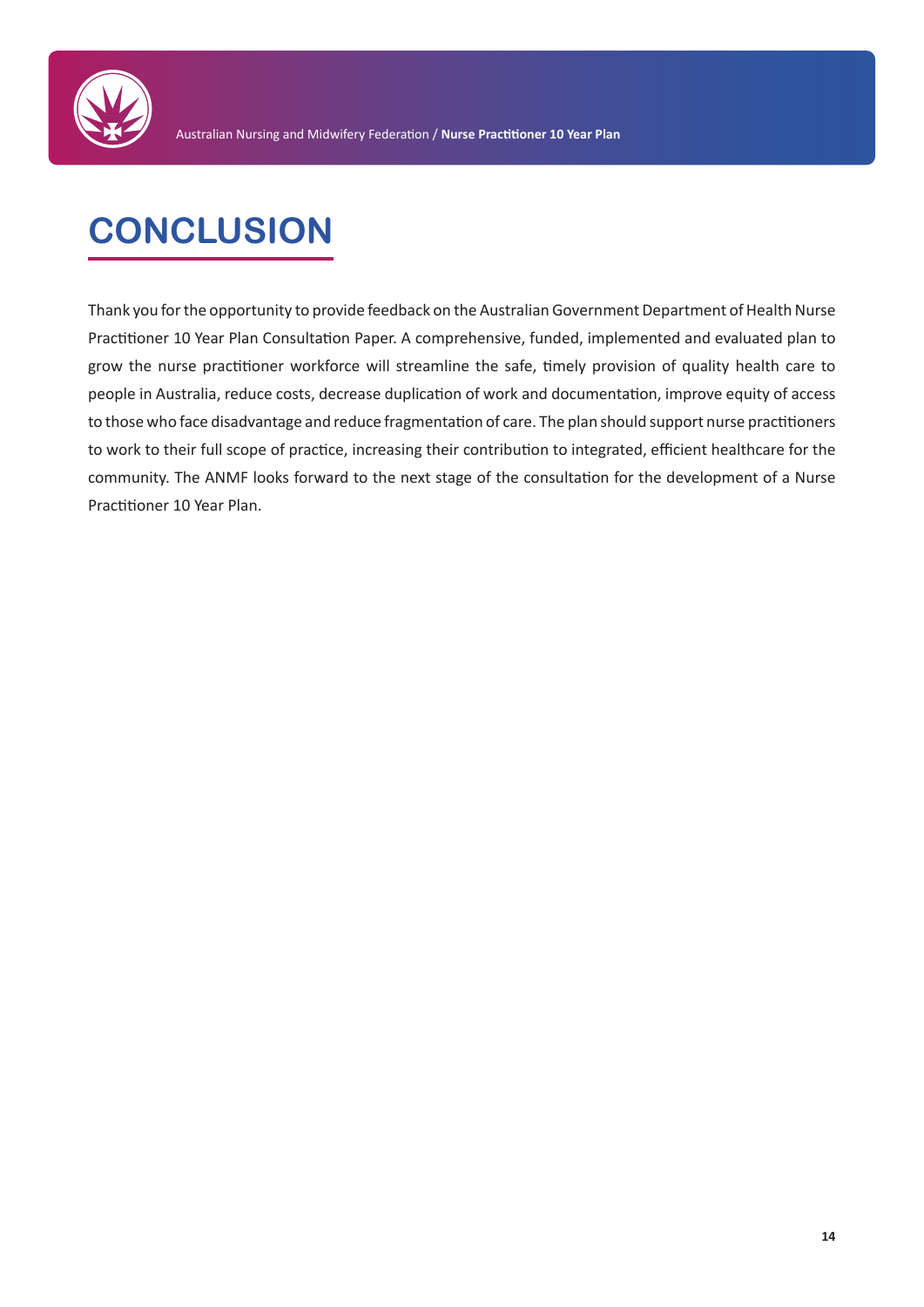# CONCLUSION

Thank you for the opportunity to provide feedback on the Australian Government Department of Health Nurse Practitioner 10 Year Plan Consultation Paper. A comprehensive, funded, implemented and evaluated plan to grow the nurse practitioner workforce will streamline the safe, timely provision of quality health care to people in Australia, reduce costs, decrease duplication of work and documentation, improve equity of access to those who face disadvantage and reduce fragmentation of care. The plan should support nurse practitioners to work to their full scope of practice, increasing their contribution to integrated, efficient healthcare for the community. The ANMF looks forward to the next stage of the consultation for the development of a Nurse Practitioner 10 Year Plan.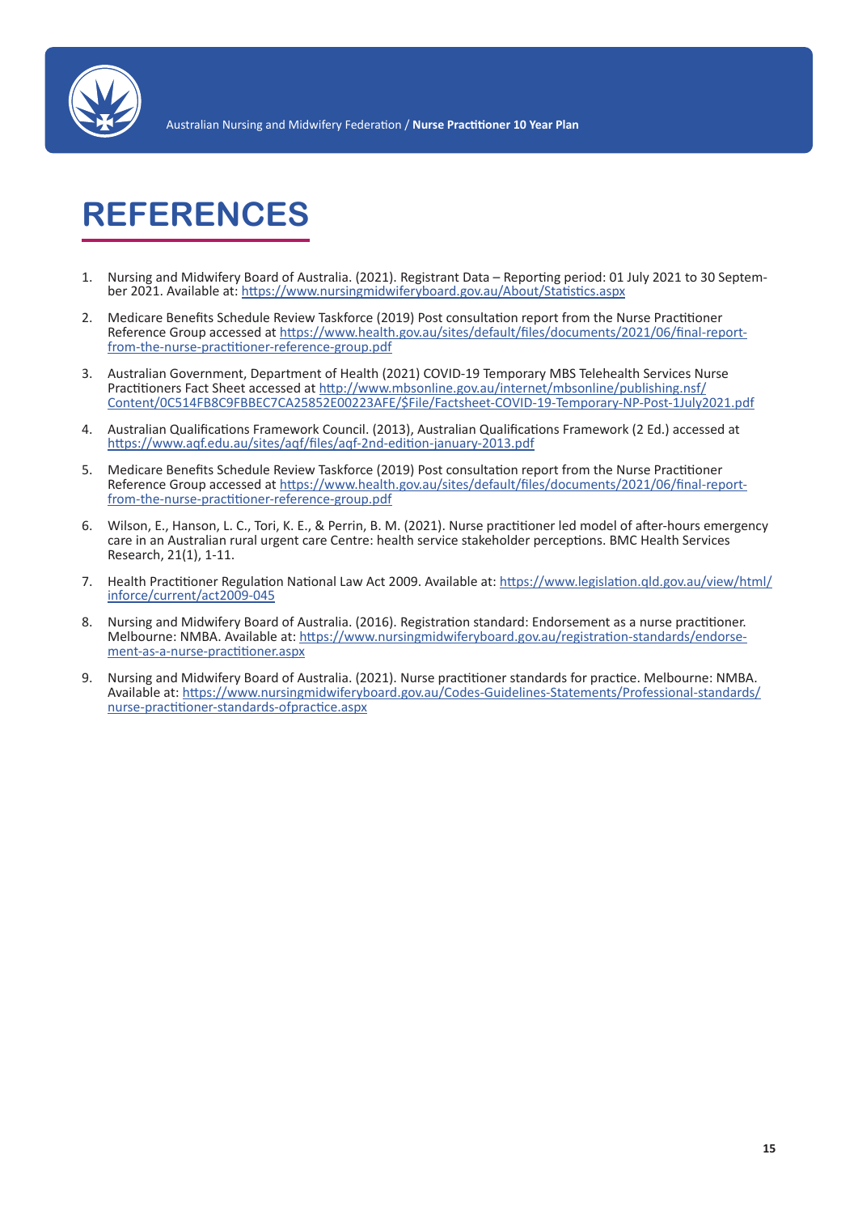# REFERENCES

1. Nursing and Midwifery Board of Australia. (2021). Registrant Data – Reporting period: 01 July 2021 to 30 September 2021. Available at: https://www.nursingmidwiferyboard.gov.au/About/Statistics.aspx
2. Medicare Benefits Schedule Review Taskforce (2019) Post consultation report from the Nurse Practitioner Reference Group accessed at https://www.health.gov.au/sites/default/files/documents/2021/06/final-report-from-the-nurse-practitioner-reference-group.pdf
3. Australian Government, Department of Health (2021) COVID-19 Temporary MBS Telehealth Services Nurse Practitioners Fact Sheet accessed at http://www.mbsonline.gov.au/internet/mbsonline/publishing.nsf/Content/0C514FB8C9FBBEC7CA25852E00223AFE/$File/Factsheet-COVID-19-Temporary-NP-Post-1July2021.pdf
4. Australian Qualifications Framework Council. (2013), Australian Qualifications Framework (2 Ed.) accessed at https://www.aqf.edu.au/sites/aqf/files/aqf-2nd-edition-january-2013.pdf
5. Medicare Benefits Schedule Review Taskforce (2019) Post consultation report from the Nurse Practitioner Reference Group accessed at https://www.health.gov.au/sites/default/files/documents/2021/06/final-report-from-the-nurse-practitioner-reference-group.pdf
6. Wilson, E., Hanson, L. C., Tori, K. E., & Perrin, B. M. (2021). Nurse practitioner led model of after-hours emergency care in an Australian rural urgent care Centre: health service stakeholder perceptions. BMC Health Services Research, 21(1), 1-11.
7. Health Practitioner Regulation National Law Act 2009. Available at: https://www.legislation.qld.gov.au/view/html/inforce/current/act2009-045
8. Nursing and Midwifery Board of Australia. (2016). Registration standard: Endorsement as a nurse practitioner. Melbourne: NMBA. Available at: https://www.nursingmidwiferyboard.gov.au/registration-standards/endorsement-as-a-nurse-practitioner.aspx
9. Nursing and Midwifery Board of Australia. (2021). Nurse practitioner standards for practice. Melbourne: NMBA. Available at: https://www.nursingmidwiferyboard.gov.au/Codes-Guidelines-Statements/Professional-standards/nurse-practitioner-standards-ofpractice.aspx